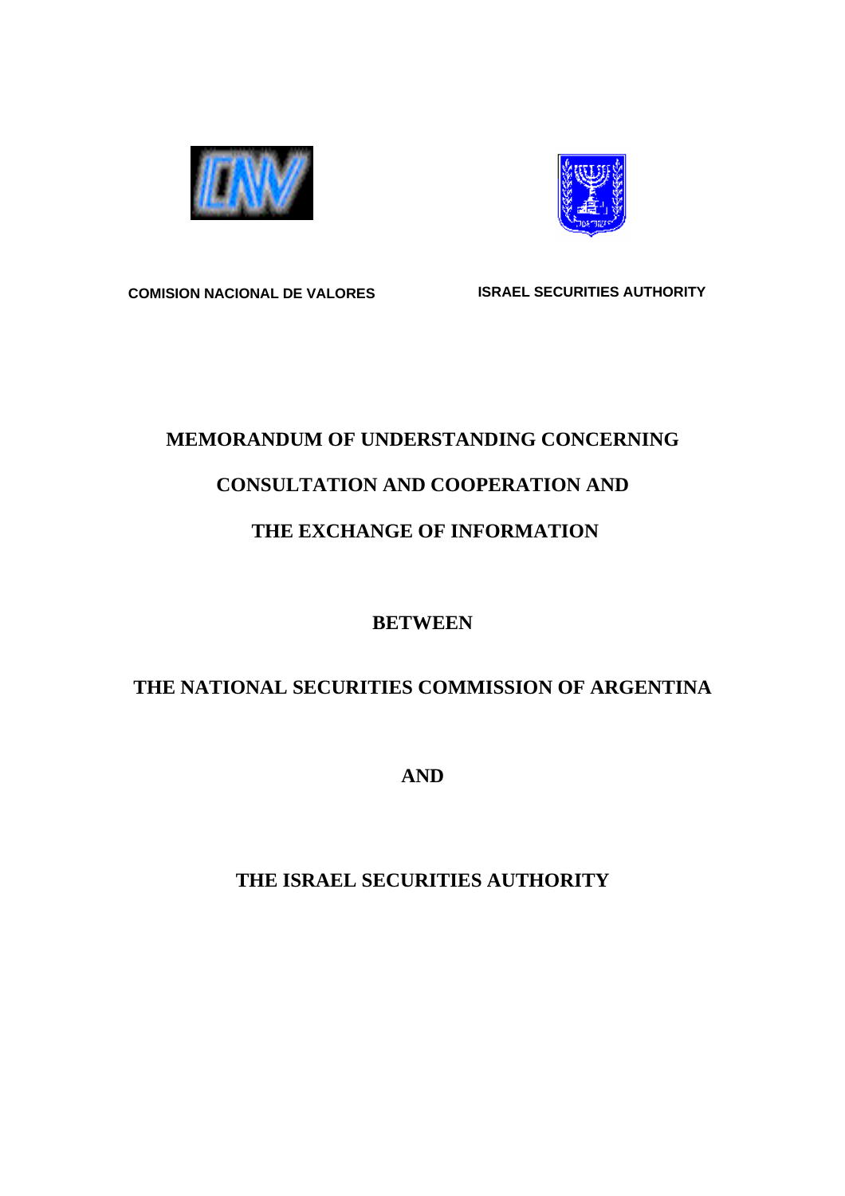**COMISION NACIONAL DE VALORES**

**ISRAEL SECURITIES AUTHORITY**

# MEMORANDUM OF UNDERSTANDING CONCERNING CONSULTATION AND COOPERATION AND THE EXCHANGE OF INFORMATION

**BETWEEN**

**THE NATIONAL SECURITIES COMMISSION OF ARGENTINA**

**AND**

**THE ISRAEL SECURITIES AUTHORITY**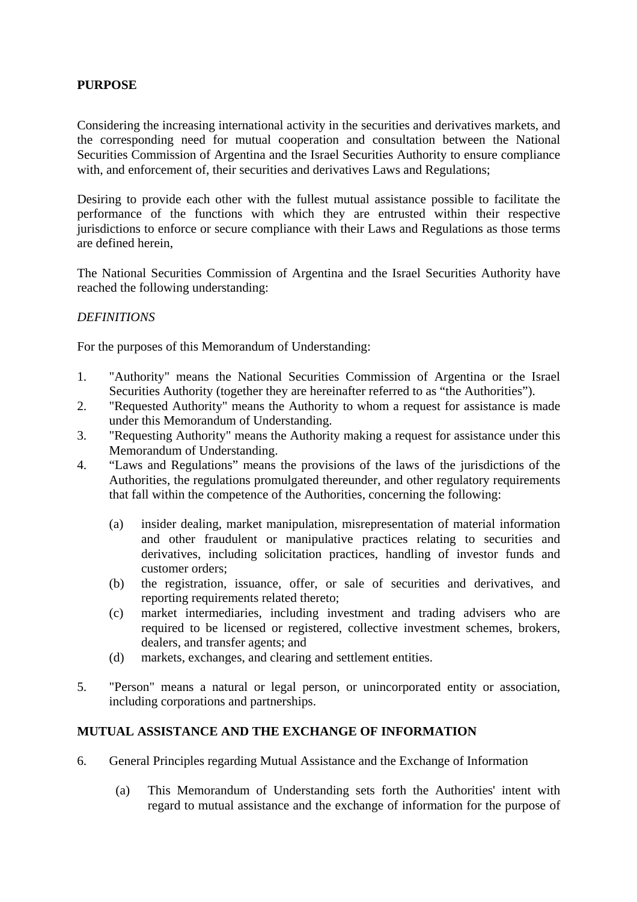**PURPOSE**

Considering the increasing international activity in the securities and derivatives markets, and the corresponding need for mutual cooperation and consultation between the National Securities Commission of Argentina and the Israel Securities Authority to ensure compliance with, and enforcement of, their securities and derivatives Laws and Regulations;

Desiring to provide each other with the fullest mutual assistance possible to facilitate the performance of the functions with which they are entrusted within their respective jurisdictions to enforce or secure compliance with their Laws and Regulations as those terms are defined herein,

The National Securities Commission of Argentina and the Israel Securities Authority have reached the following understanding:

*DEFINITIONS*

For the purposes of this Memorandum of Understanding:

1. "Authority" means the National Securities Commission of Argentina or the Israel Securities Authority (together they are hereinafter referred to as "the Authorities").
2. "Requested Authority" means the Authority to whom a request for assistance is made under this Memorandum of Understanding.
3. "Requesting Authority" means the Authority making a request for assistance under this Memorandum of Understanding.
4. "Laws and Regulations" means the provisions of the laws of the jurisdictions of the Authorities, the regulations promulgated thereunder, and other regulatory requirements that fall within the competence of the Authorities, concerning the following:

   (a) insider dealing, market manipulation, misrepresentation of material information and other fraudulent or manipulative practices relating to securities and derivatives, including solicitation practices, handling of investor funds and customer orders;
   (b) the registration, issuance, offer, or sale of securities and derivatives, and reporting requirements related thereto;
   (c) market intermediaries, including investment and trading advisers who are required to be licensed or registered, collective investment schemes, brokers, dealers, and transfer agents; and
   (d) markets, exchanges, and clearing and settlement entities.

5. "Person" means a natural or legal person, or unincorporated entity or association, including corporations and partnerships.

**MUTUAL ASSISTANCE AND THE EXCHANGE OF INFORMATION**

6. General Principles regarding Mutual Assistance and the Exchange of Information

   (a) This Memorandum of Understanding sets forth the Authorities' intent with regard to mutual assistance and the exchange of information for the purpose of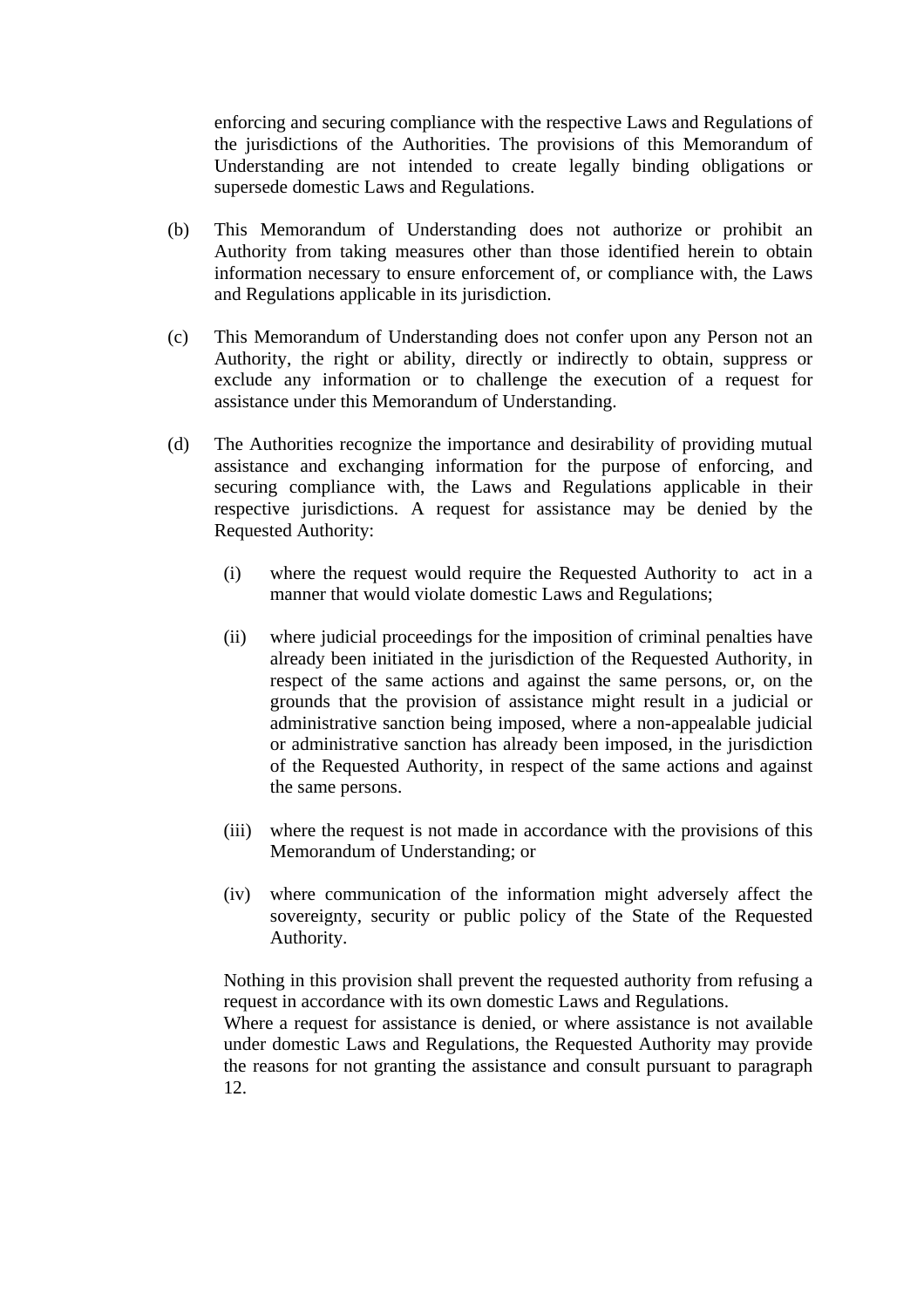enforcing and securing compliance with the respective Laws and Regulations of the jurisdictions of the Authorities. The provisions of this Memorandum of Understanding are not intended to create legally binding obligations or supersede domestic Laws and Regulations.

(b) This Memorandum of Understanding does not authorize or prohibit an Authority from taking measures other than those identified herein to obtain information necessary to ensure enforcement of, or compliance with, the Laws and Regulations applicable in its jurisdiction.

(c) This Memorandum of Understanding does not confer upon any Person not an Authority, the right or ability, directly or indirectly to obtain, suppress or exclude any information or to challenge the execution of a request for assistance under this Memorandum of Understanding.

(d) The Authorities recognize the importance and desirability of providing mutual assistance and exchanging information for the purpose of enforcing, and securing compliance with, the Laws and Regulations applicable in their respective jurisdictions. A request for assistance may be denied by the Requested Authority:

(i) where the request would require the Requested Authority to act in a manner that would violate domestic Laws and Regulations;

(ii) where judicial proceedings for the imposition of criminal penalties have already been initiated in the jurisdiction of the Requested Authority, in respect of the same actions and against the same persons, or, on the grounds that the provision of assistance might result in a judicial or administrative sanction being imposed, where a non-appealable judicial or administrative sanction has already been imposed, in the jurisdiction of the Requested Authority, in respect of the same actions and against the same persons.

(iii) where the request is not made in accordance with the provisions of this Memorandum of Understanding; or

(iv) where communication of the information might adversely affect the sovereignty, security or public policy of the State of the Requested Authority.

Nothing in this provision shall prevent the requested authority from refusing a request in accordance with its own domestic Laws and Regulations.
Where a request for assistance is denied, or where assistance is not available under domestic Laws and Regulations, the Requested Authority may provide the reasons for not granting the assistance and consult pursuant to paragraph 12.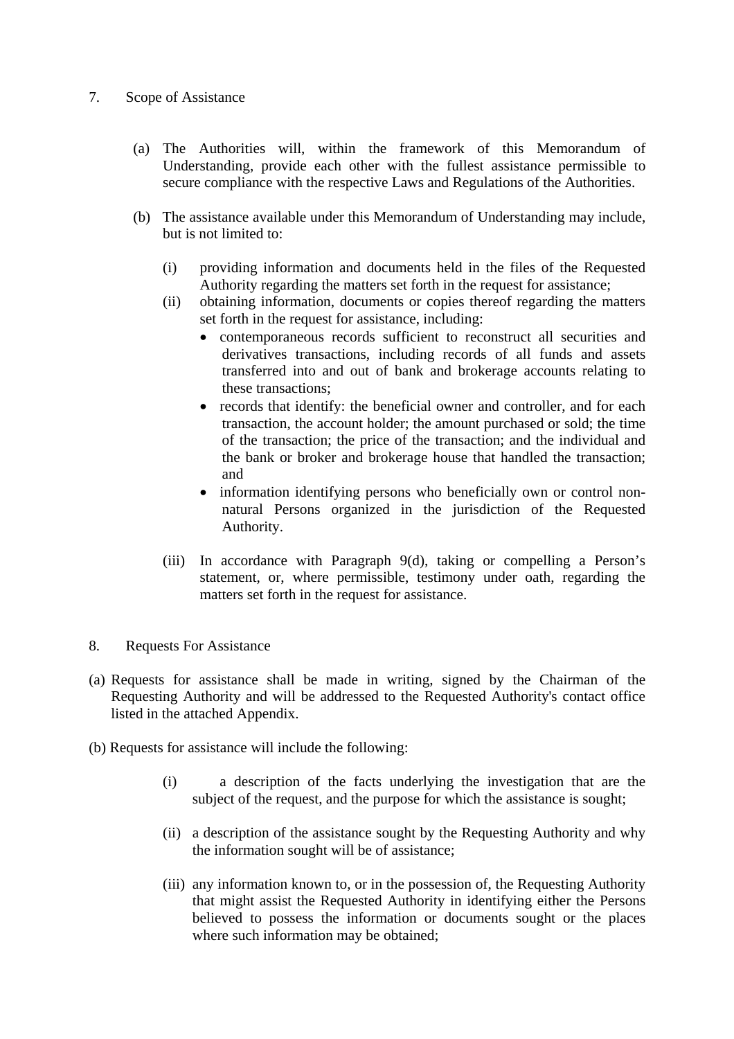7. Scope of Assistance

(a) The Authorities will, within the framework of this Memorandum of Understanding, provide each other with the fullest assistance permissible to secure compliance with the respective Laws and Regulations of the Authorities.

(b) The assistance available under this Memorandum of Understanding may include, but is not limited to:

(i) providing information and documents held in the files of the Requested Authority regarding the matters set forth in the request for assistance;

(ii) obtaining information, documents or copies thereof regarding the matters set forth in the request for assistance, including:

- contemporaneous records sufficient to reconstruct all securities and derivatives transactions, including records of all funds and assets transferred into and out of bank and brokerage accounts relating to these transactions;
- records that identify: the beneficial owner and controller, and for each transaction, the account holder; the amount purchased or sold; the time of the transaction; the price of the transaction; and the individual and the bank or broker and brokerage house that handled the transaction; and
- information identifying persons who beneficially own or control non-natural Persons organized in the jurisdiction of the Requested Authority.

(iii) In accordance with Paragraph 9(d), taking or compelling a Person's statement, or, where permissible, testimony under oath, regarding the matters set forth in the request for assistance.

8. Requests For Assistance

(a) Requests for assistance shall be made in writing, signed by the Chairman of the Requesting Authority and will be addressed to the Requested Authority's contact office listed in the attached Appendix.

(b) Requests for assistance will include the following:

(i) a description of the facts underlying the investigation that are the subject of the request, and the purpose for which the assistance is sought;

(ii) a description of the assistance sought by the Requesting Authority and why the information sought will be of assistance;

(iii) any information known to, or in the possession of, the Requesting Authority that might assist the Requested Authority in identifying either the Persons believed to possess the information or documents sought or the places where such information may be obtained;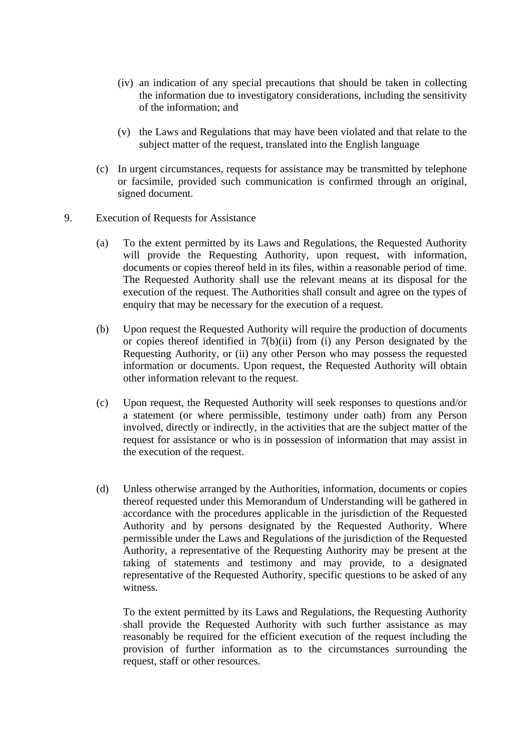(iv) an indication of any special precautions that should be taken in collecting the information due to investigatory considerations, including the sensitivity of the information; and

(v) the Laws and Regulations that may have been violated and that relate to the subject matter of the request, translated into the English language

(c) In urgent circumstances, requests for assistance may be transmitted by telephone or facsimile, provided such communication is confirmed through an original, signed document.

9. Execution of Requests for Assistance

(a) To the extent permitted by its Laws and Regulations, the Requested Authority will provide the Requesting Authority, upon request, with information, documents or copies thereof held in its files, within a reasonable period of time. The Requested Authority shall use the relevant means at its disposal for the execution of the request. The Authorities shall consult and agree on the types of enquiry that may be necessary for the execution of a request.

(b) Upon request the Requested Authority will require the production of documents or copies thereof identified in 7(b)(ii) from (i) any Person designated by the Requesting Authority, or (ii) any other Person who may possess the requested information or documents. Upon request, the Requested Authority will obtain other information relevant to the request.

(c) Upon request, the Requested Authority will seek responses to questions and/or a statement (or where permissible, testimony under oath) from any Person involved, directly or indirectly, in the activities that are the subject matter of the request for assistance or who is in possession of information that may assist in the execution of the request.

(d) Unless otherwise arranged by the Authorities, information, documents or copies thereof requested under this Memorandum of Understanding will be gathered in accordance with the procedures applicable in the jurisdiction of the Requested Authority and by persons designated by the Requested Authority. Where permissible under the Laws and Regulations of the jurisdiction of the Requested Authority, a representative of the Requesting Authority may be present at the taking of statements and testimony and may provide, to a designated representative of the Requested Authority, specific questions to be asked of any witness.

To the extent permitted by its Laws and Regulations, the Requesting Authority shall provide the Requested Authority with such further assistance as may reasonably be required for the efficient execution of the request including the provision of further information as to the circumstances surrounding the request, staff or other resources.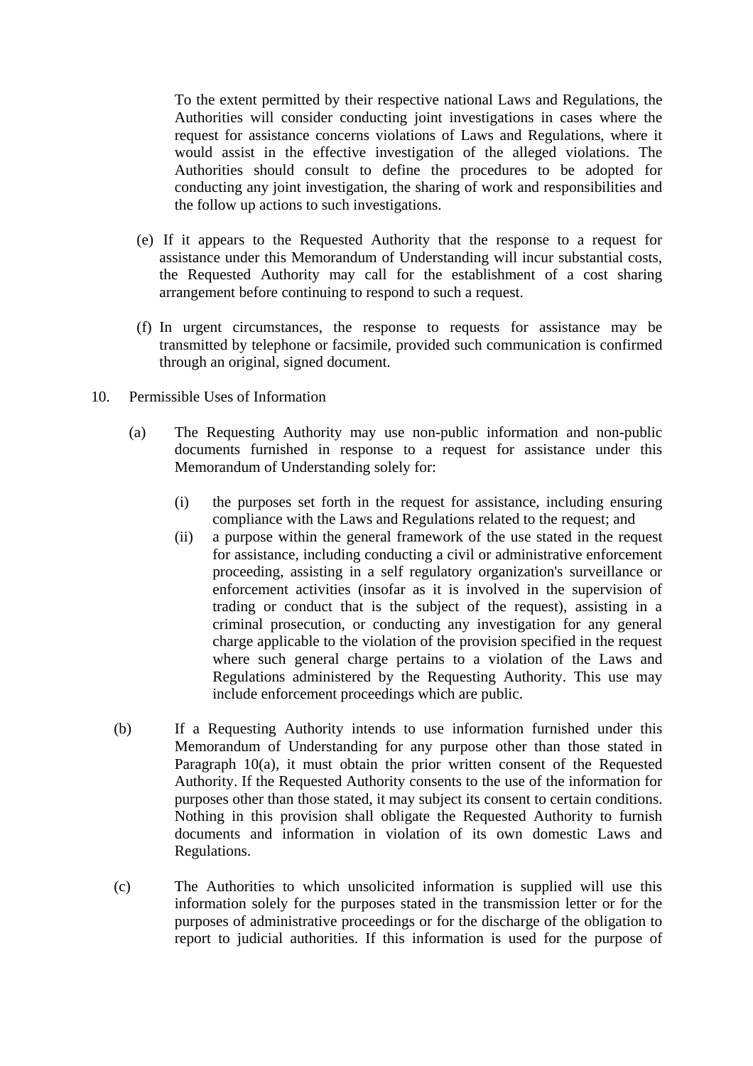To the extent permitted by their respective national Laws and Regulations, the Authorities will consider conducting joint investigations in cases where the request for assistance concerns violations of Laws and Regulations, where it would assist in the effective investigation of the alleged violations. The Authorities should consult to define the procedures to be adopted for conducting any joint investigation, the sharing of work and responsibilities and the follow up actions to such investigations.

(e) If it appears to the Requested Authority that the response to a request for assistance under this Memorandum of Understanding will incur substantial costs, the Requested Authority may call for the establishment of a cost sharing arrangement before continuing to respond to such a request.

(f) In urgent circumstances, the response to requests for assistance may be transmitted by telephone or facsimile, provided such communication is confirmed through an original, signed document.

10. Permissible Uses of Information

(a) The Requesting Authority may use non-public information and non-public documents furnished in response to a request for assistance under this Memorandum of Understanding solely for:

(i) the purposes set forth in the request for assistance, including ensuring compliance with the Laws and Regulations related to the request; and

(ii) a purpose within the general framework of the use stated in the request for assistance, including conducting a civil or administrative enforcement proceeding, assisting in a self regulatory organization's surveillance or enforcement activities (insofar as it is involved in the supervision of trading or conduct that is the subject of the request), assisting in a criminal prosecution, or conducting any investigation for any general charge applicable to the violation of the provision specified in the request where such general charge pertains to a violation of the Laws and Regulations administered by the Requesting Authority. This use may include enforcement proceedings which are public.

(b) If a Requesting Authority intends to use information furnished under this Memorandum of Understanding for any purpose other than those stated in Paragraph 10(a), it must obtain the prior written consent of the Requested Authority. If the Requested Authority consents to the use of the information for purposes other than those stated, it may subject its consent to certain conditions. Nothing in this provision shall obligate the Requested Authority to furnish documents and information in violation of its own domestic Laws and Regulations.

(c) The Authorities to which unsolicited information is supplied will use this information solely for the purposes stated in the transmission letter or for the purposes of administrative proceedings or for the discharge of the obligation to report to judicial authorities. If this information is used for the purpose of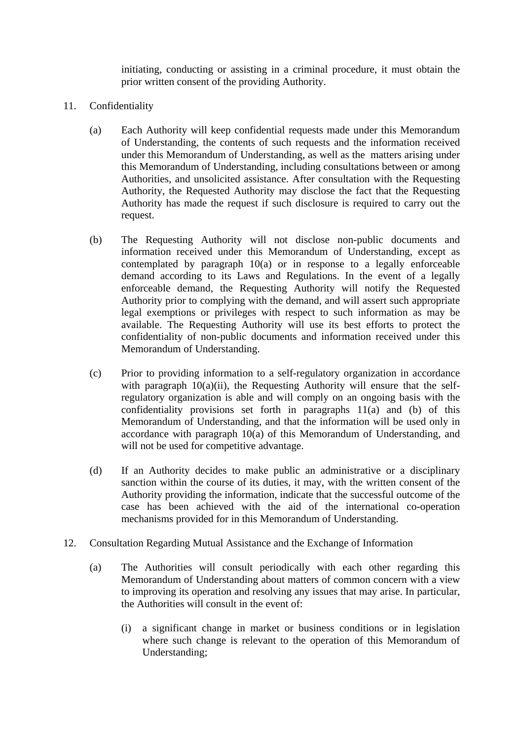initiating, conducting or assisting in a criminal procedure, it must obtain the prior written consent of the providing Authority.

11. Confidentiality

    (a) Each Authority will keep confidential requests made under this Memorandum of Understanding, the contents of such requests and the information received under this Memorandum of Understanding, as well as the matters arising under this Memorandum of Understanding, including consultations between or among Authorities, and unsolicited assistance. After consultation with the Requesting Authority, the Requested Authority may disclose the fact that the Requesting Authority has made the request if such disclosure is required to carry out the request.

    (b) The Requesting Authority will not disclose non-public documents and information received under this Memorandum of Understanding, except as contemplated by paragraph 10(a) or in response to a legally enforceable demand according to its Laws and Regulations. In the event of a legally enforceable demand, the Requesting Authority will notify the Requested Authority prior to complying with the demand, and will assert such appropriate legal exemptions or privileges with respect to such information as may be available. The Requesting Authority will use its best efforts to protect the confidentiality of non-public documents and information received under this Memorandum of Understanding.

    (c) Prior to providing information to a self-regulatory organization in accordance with paragraph 10(a)(ii), the Requesting Authority will ensure that the self-regulatory organization is able and will comply on an ongoing basis with the confidentiality provisions set forth in paragraphs 11(a) and (b) of this Memorandum of Understanding, and that the information will be used only in accordance with paragraph 10(a) of this Memorandum of Understanding, and will not be used for competitive advantage.

    (d) If an Authority decides to make public an administrative or a disciplinary sanction within the course of its duties, it may, with the written consent of the Authority providing the information, indicate that the successful outcome of the case has been achieved with the aid of the international co-operation mechanisms provided for in this Memorandum of Understanding.

12. Consultation Regarding Mutual Assistance and the Exchange of Information

    (a) The Authorities will consult periodically with each other regarding this Memorandum of Understanding about matters of common concern with a view to improving its operation and resolving any issues that may arise. In particular, the Authorities will consult in the event of:

        (i) a significant change in market or business conditions or in legislation where such change is relevant to the operation of this Memorandum of Understanding;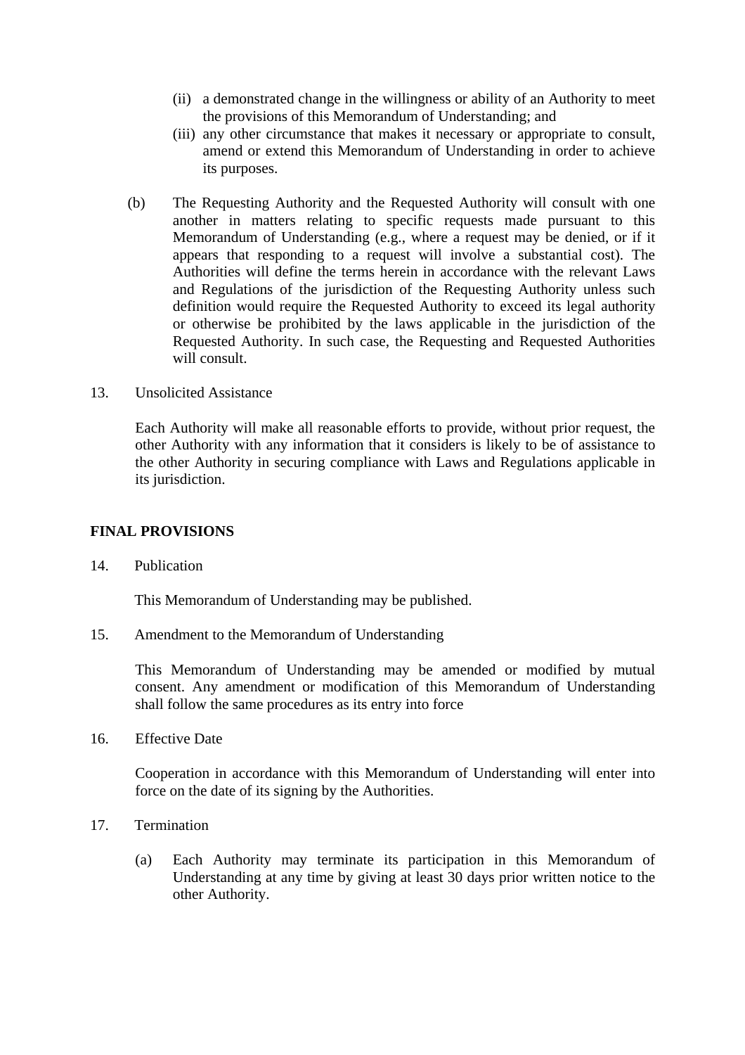(ii) a demonstrated change in the willingness or ability of an Authority to meet the provisions of this Memorandum of Understanding; and

(iii) any other circumstance that makes it necessary or appropriate to consult, amend or extend this Memorandum of Understanding in order to achieve its purposes.

(b) The Requesting Authority and the Requested Authority will consult with one another in matters relating to specific requests made pursuant to this Memorandum of Understanding (e.g., where a request may be denied, or if it appears that responding to a request will involve a substantial cost). The Authorities will define the terms herein in accordance with the relevant Laws and Regulations of the jurisdiction of the Requesting Authority unless such definition would require the Requested Authority to exceed its legal authority or otherwise be prohibited by the laws applicable in the jurisdiction of the Requested Authority. In such case, the Requesting and Requested Authorities will consult.

13. Unsolicited Assistance

Each Authority will make all reasonable efforts to provide, without prior request, the other Authority with any information that it considers is likely to be of assistance to the other Authority in securing compliance with Laws and Regulations applicable in its jurisdiction.

**FINAL PROVISIONS**

14. Publication

This Memorandum of Understanding may be published.

15. Amendment to the Memorandum of Understanding

This Memorandum of Understanding may be amended or modified by mutual consent. Any amendment or modification of this Memorandum of Understanding shall follow the same procedures as its entry into force

16. Effective Date

Cooperation in accordance with this Memorandum of Understanding will enter into force on the date of its signing by the Authorities.

17. Termination

(a) Each Authority may terminate its participation in this Memorandum of Understanding at any time by giving at least 30 days prior written notice to the other Authority.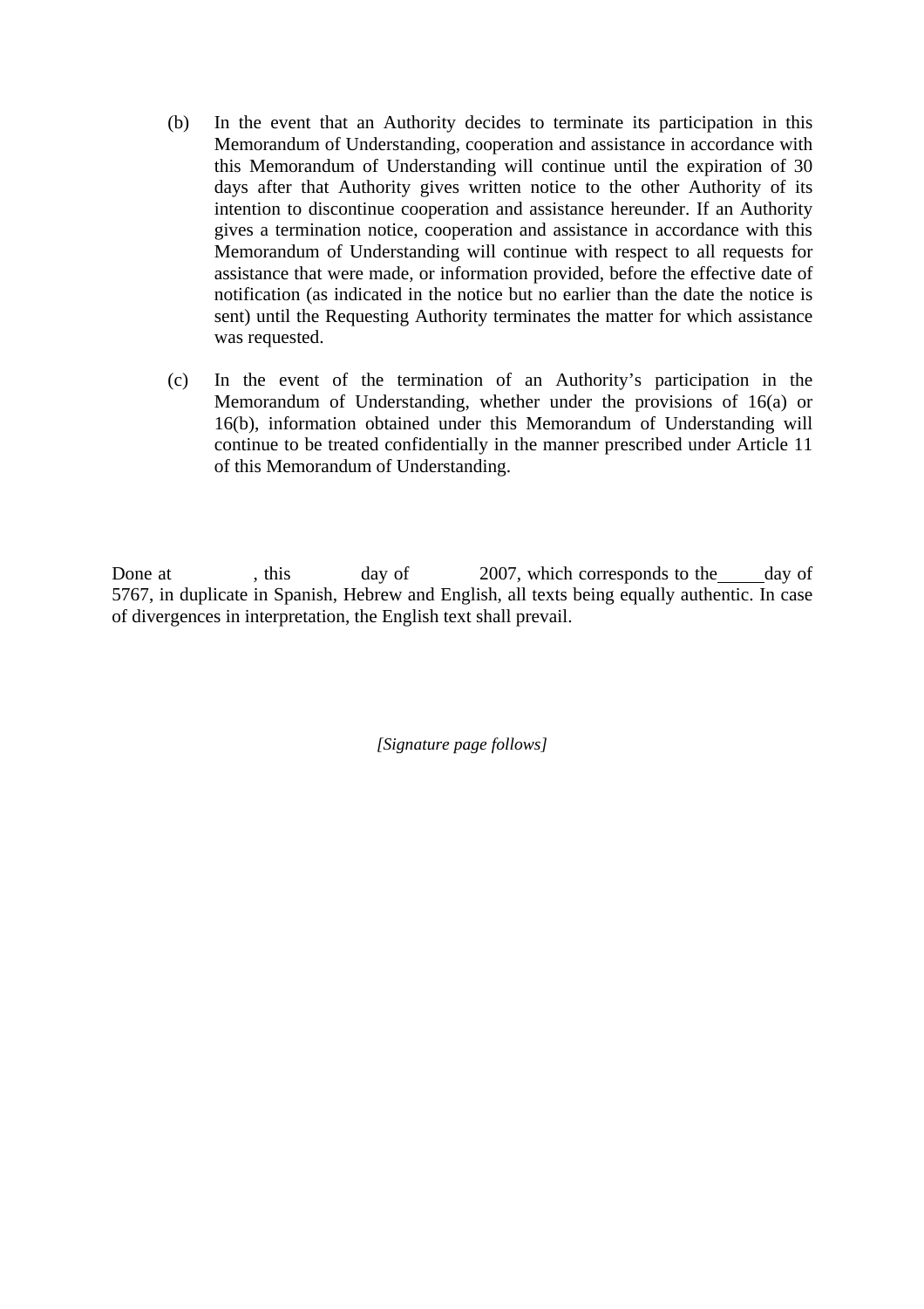(b) In the event that an Authority decides to terminate its participation in this Memorandum of Understanding, cooperation and assistance in accordance with this Memorandum of Understanding will continue until the expiration of 30 days after that Authority gives written notice to the other Authority of its intention to discontinue cooperation and assistance hereunder. If an Authority gives a termination notice, cooperation and assistance in accordance with this Memorandum of Understanding will continue with respect to all requests for assistance that were made, or information provided, before the effective date of notification (as indicated in the notice but no earlier than the date the notice is sent) until the Requesting Authority terminates the matter for which assistance was requested.

(c) In the event of the termination of an Authority's participation in the Memorandum of Understanding, whether under the provisions of 16(a) or 16(b), information obtained under this Memorandum of Understanding will continue to be treated confidentially in the manner prescribed under Article 11 of this Memorandum of Understanding.

Done at , this day of 2007, which corresponds to the _____ day of 5767, in duplicate in Spanish, Hebrew and English, all texts being equally authentic. In case of divergences in interpretation, the English text shall prevail.

*[Signature page follows]*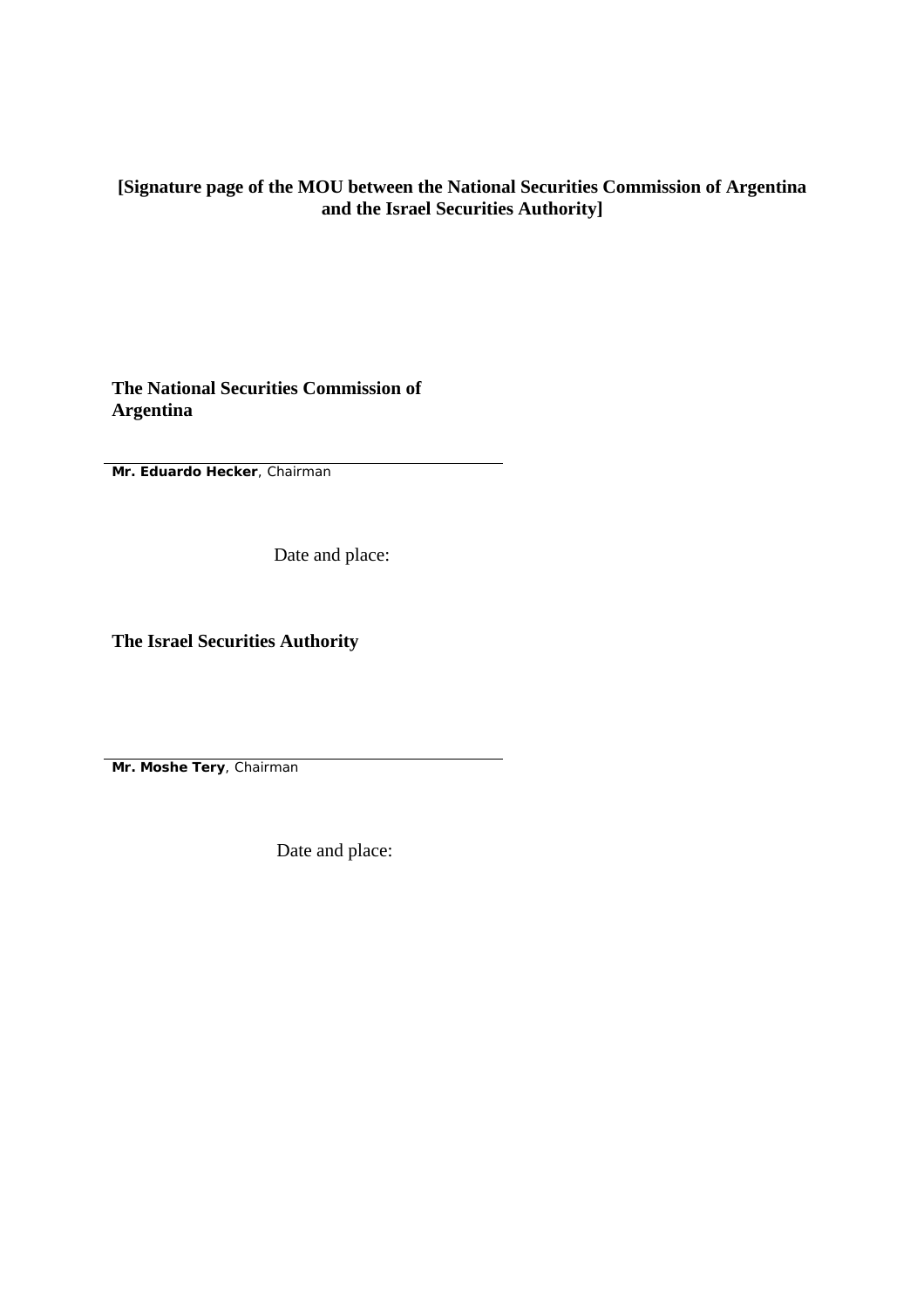**[Signature page of the MOU between the National Securities Commission of Argentina and the Israel Securities Authority]**

**The National Securities Commission of Argentina**

\_\_\_\_\_\_\_\_\_\_\_\_\_\_\_\_\_\_\_\_\_\_\_\_\_\_\_\_\_\_\_\_\_\_\_\_\_\_\_\_

**Mr. Eduardo Hecker**, Chairman

Date and place:

**The Israel Securities Authority**

\_\_\_\_\_\_\_\_\_\_\_\_\_\_\_\_\_\_\_\_\_\_\_\_\_\_\_\_\_\_\_\_\_\_\_\_\_\_\_\_

**Mr. Moshe Tery**, Chairman

Date and place: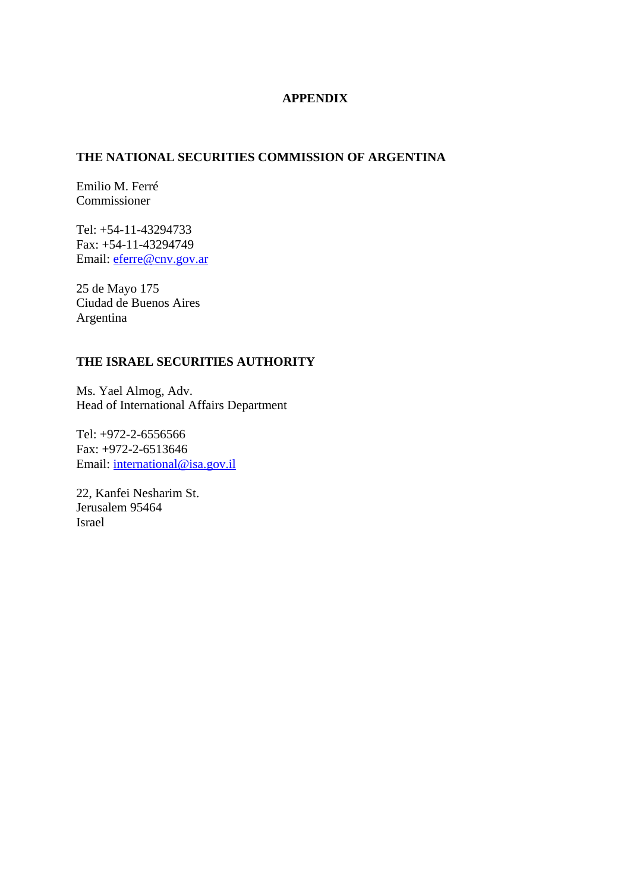# APPENDIX

## THE NATIONAL SECURITIES COMMISSION OF ARGENTINA

Emilio M. Ferré
Commissioner

Tel: +54-11-43294733
Fax: +54-11-43294749
Email: eferre@cnv.gov.ar

25 de Mayo 175
Ciudad de Buenos Aires
Argentina

## THE ISRAEL SECURITIES AUTHORITY

Ms. Yael Almog, Adv.
Head of International Affairs Department

Tel: +972-2-6556566
Fax: +972-2-6513646
Email: international@isa.gov.il

22, Kanfei Nesharim St.
Jerusalem 95464
Israel